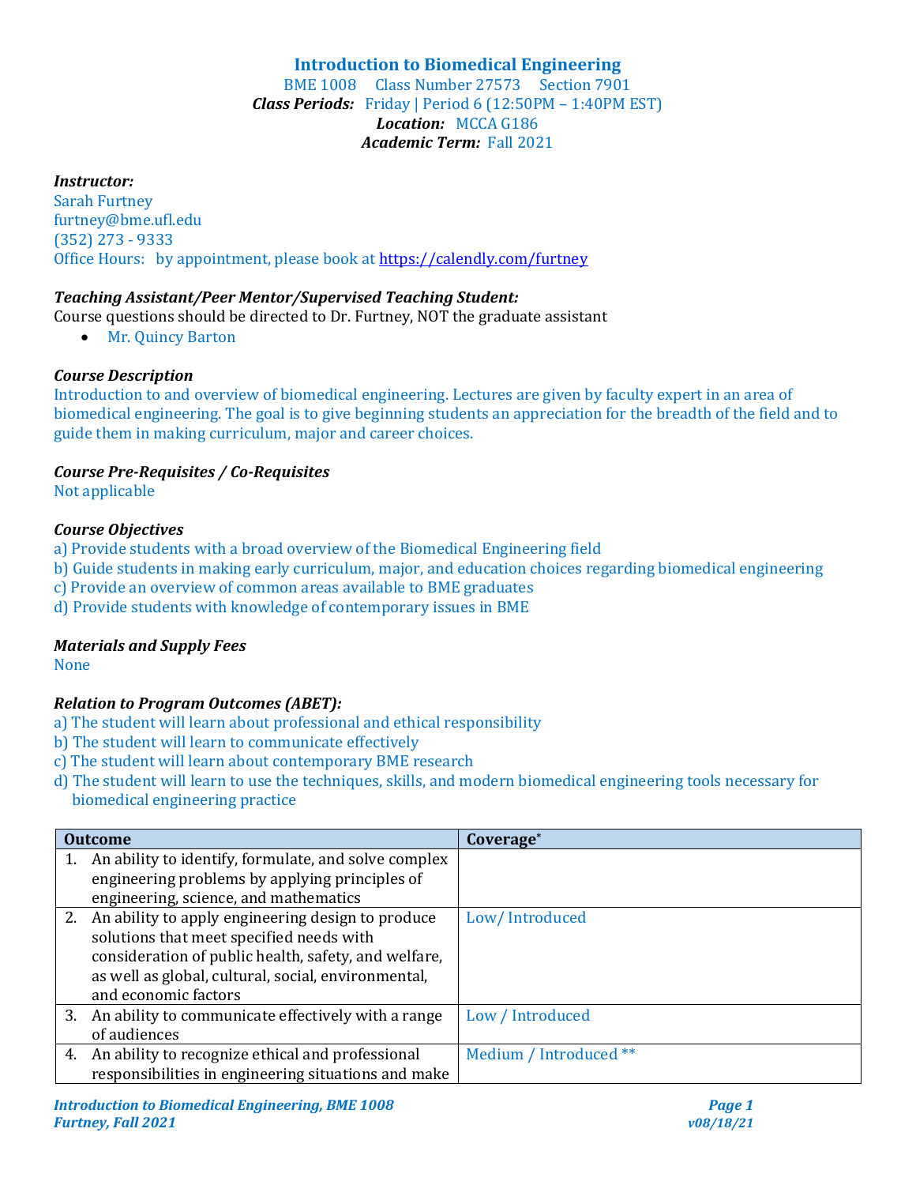# Introduction to Biomedical Engineering

BME 1008 Class Number 27573 Section 7901
***Class Periods:*** Friday | Period 6 (12:50PM – 1:40PM EST)
***Location:*** MCCA G186
***Academic Term:*** Fall 2021

***Instructor:***
Sarah Furtney
furtney@bme.ufl.edu
(352) 273 - 9333
Office Hours: by appointment, please book at https://calendly.com/furtney

***Teaching Assistant/Peer Mentor/Supervised Teaching Student:***
Course questions should be directed to Dr. Furtney, NOT the graduate assistant

- Mr. Quincy Barton

***Course Description***
Introduction to and overview of biomedical engineering. Lectures are given by faculty expert in an area of biomedical engineering. The goal is to give beginning students an appreciation for the breadth of the field and to guide them in making curriculum, major and career choices.

***Course Pre-Requisites / Co-Requisites***
Not applicable

***Course Objectives***
a) Provide students with a broad overview of the Biomedical Engineering field
b) Guide students in making early curriculum, major, and education choices regarding biomedical engineering
c) Provide an overview of common areas available to BME graduates
d) Provide students with knowledge of contemporary issues in BME

***Materials and Supply Fees***
None

***Relation to Program Outcomes (ABET):***
a) The student will learn about professional and ethical responsibility
b) The student will learn to communicate effectively
c) The student will learn about contemporary BME research
d) The student will learn to use the techniques, skills, and modern biomedical engineering tools necessary for biomedical engineering practice

| Outcome | Coverage* |
|---|---|
| 1. An ability to identify, formulate, and solve complex engineering problems by applying principles of engineering, science, and mathematics | |
| 2. An ability to apply engineering design to produce solutions that meet specified needs with consideration of public health, safety, and welfare, as well as global, cultural, social, environmental, and economic factors | Low/ Introduced |
| 3. An ability to communicate effectively with a range of audiences | Low / Introduced |
| 4. An ability to recognize ethical and professional responsibilities in engineering situations and make | Medium / Introduced ** |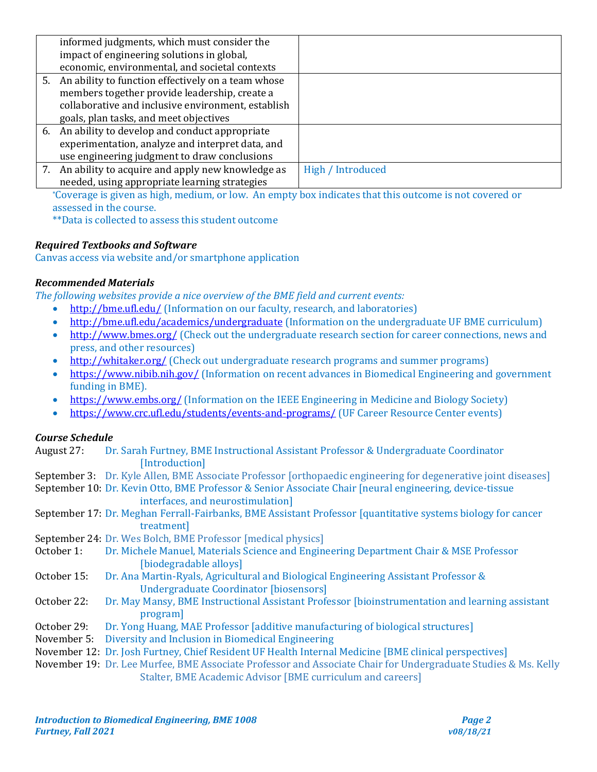| | |
|---|---|
| informed judgments, which must consider the impact of engineering solutions in global, economic, environmental, and societal contexts | |
| 5. An ability to function effectively on a team whose members together provide leadership, create a collaborative and inclusive environment, establish goals, plan tasks, and meet objectives | |
| 6. An ability to develop and conduct appropriate experimentation, analyze and interpret data, and use engineering judgment to draw conclusions | |
| 7. An ability to acquire and apply new knowledge as needed, using appropriate learning strategies | High / Introduced |

*Coverage is given as high, medium, or low. An empty box indicates that this outcome is not covered or assessed in the course.

**Data is collected to assess this student outcome

***Required Textbooks and Software***

Canvas access via website and/or smartphone application

***Recommended Materials***

*The following websites provide a nice overview of the BME field and current events:*

- http://bme.ufl.edu/ (Information on our faculty, research, and laboratories)
- http://bme.ufl.edu/academics/undergraduate (Information on the undergraduate UF BME curriculum)
- http://www.bmes.org/ (Check out the undergraduate research section for career connections, news and press, and other resources)
- http://whitaker.org/ (Check out undergraduate research programs and summer programs)
- https://www.nibib.nih.gov/ (Information on recent advances in Biomedical Engineering and government funding in BME).
- https://www.embs.org/ (Information on the IEEE Engineering in Medicine and Biology Society)
- https://www.crc.ufl.edu/students/events-and-programs/ (UF Career Resource Center events)

***Course Schedule***

August 27: Dr. Sarah Furtney, BME Instructional Assistant Professor & Undergraduate Coordinator [Introduction]

September 3: Dr. Kyle Allen, BME Associate Professor [orthopaedic engineering for degenerative joint diseases]

September 10: Dr. Kevin Otto, BME Professor & Senior Associate Chair [neural engineering, device-tissue interfaces, and neurostimulation]

September 17: Dr. Meghan Ferrall-Fairbanks, BME Assistant Professor [quantitative systems biology for cancer treatment]

September 24: Dr. Wes Bolch, BME Professor [medical physics]

October 1: Dr. Michele Manuel, Materials Science and Engineering Department Chair & MSE Professor [biodegradable alloys]

October 15: Dr. Ana Martin-Ryals, Agricultural and Biological Engineering Assistant Professor & Undergraduate Coordinator [biosensors]

October 22: Dr. May Mansy, BME Instructional Assistant Professor [bioinstrumentation and learning assistant program]

October 29: Dr. Yong Huang, MAE Professor [additive manufacturing of biological structures]

November 5: Diversity and Inclusion in Biomedical Engineering

November 12: Dr. Josh Furtney, Chief Resident UF Health Internal Medicine [BME clinical perspectives]

November 19: Dr. Lee Murfee, BME Associate Professor and Associate Chair for Undergraduate Studies & Ms. Kelly Stalter, BME Academic Advisor [BME curriculum and careers]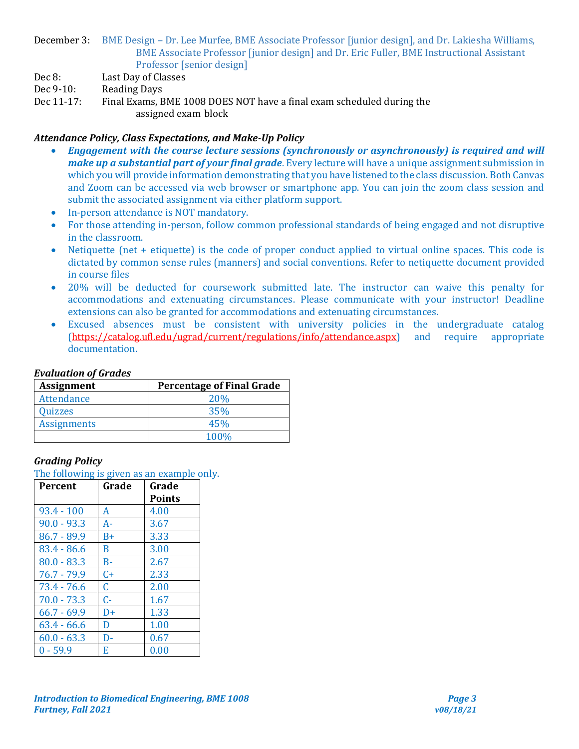December 3: BME Design – Dr. Lee Murfee, BME Associate Professor [junior design], and Dr. Lakiesha Williams, BME Associate Professor [junior design] and Dr. Eric Fuller, BME Instructional Assistant Professor [senior design]

Dec 8: Last Day of Classes

Dec 9-10: Reading Days

Dec 11-17: Final Exams, BME 1008 DOES NOT have a final exam scheduled during the assigned exam block

### *Attendance Policy, Class Expectations, and Make-Up Policy*

- ***Engagement with the course lecture sessions (synchronously or asynchronously) is required and will make up a substantial part of your final grade***. Every lecture will have a unique assignment submission in which you will provide information demonstrating that you have listened to the class discussion. Both Canvas and Zoom can be accessed via web browser or smartphone app. You can join the zoom class session and submit the associated assignment via either platform support.
- In-person attendance is NOT mandatory.
- For those attending in-person, follow common professional standards of being engaged and not disruptive in the classroom.
- Netiquette (net + etiquette) is the code of proper conduct applied to virtual online spaces. This code is dictated by common sense rules (manners) and social conventions. Refer to netiquette document provided in course files
- 20% will be deducted for coursework submitted late. The instructor can waive this penalty for accommodations and extenuating circumstances. Please communicate with your instructor! Deadline extensions can also be granted for accommodations and extenuating circumstances.
- Excused absences must be consistent with university policies in the undergraduate catalog (https://catalog.ufl.edu/ugrad/current/regulations/info/attendance.aspx) and require appropriate documentation.

### *Evaluation of Grades*

| Assignment | Percentage of Final Grade |
|---|---|
| Attendance | 20% |
| Quizzes | 35% |
| Assignments | 45% |
| | 100% |

### *Grading Policy*

The following is given as an example only.

| Percent | Grade | Grade Points |
|---|---|---|
| 93.4 - 100 | A | 4.00 |
| 90.0 - 93.3 | A- | 3.67 |
| 86.7 - 89.9 | B+ | 3.33 |
| 83.4 - 86.6 | B | 3.00 |
| 80.0 - 83.3 | B- | 2.67 |
| 76.7 - 79.9 | C+ | 2.33 |
| 73.4 - 76.6 | C | 2.00 |
| 70.0 - 73.3 | C- | 1.67 |
| 66.7 - 69.9 | D+ | 1.33 |
| 63.4 - 66.6 | D | 1.00 |
| 60.0 - 63.3 | D- | 0.67 |
| 0 - 59.9 | E | 0.00 |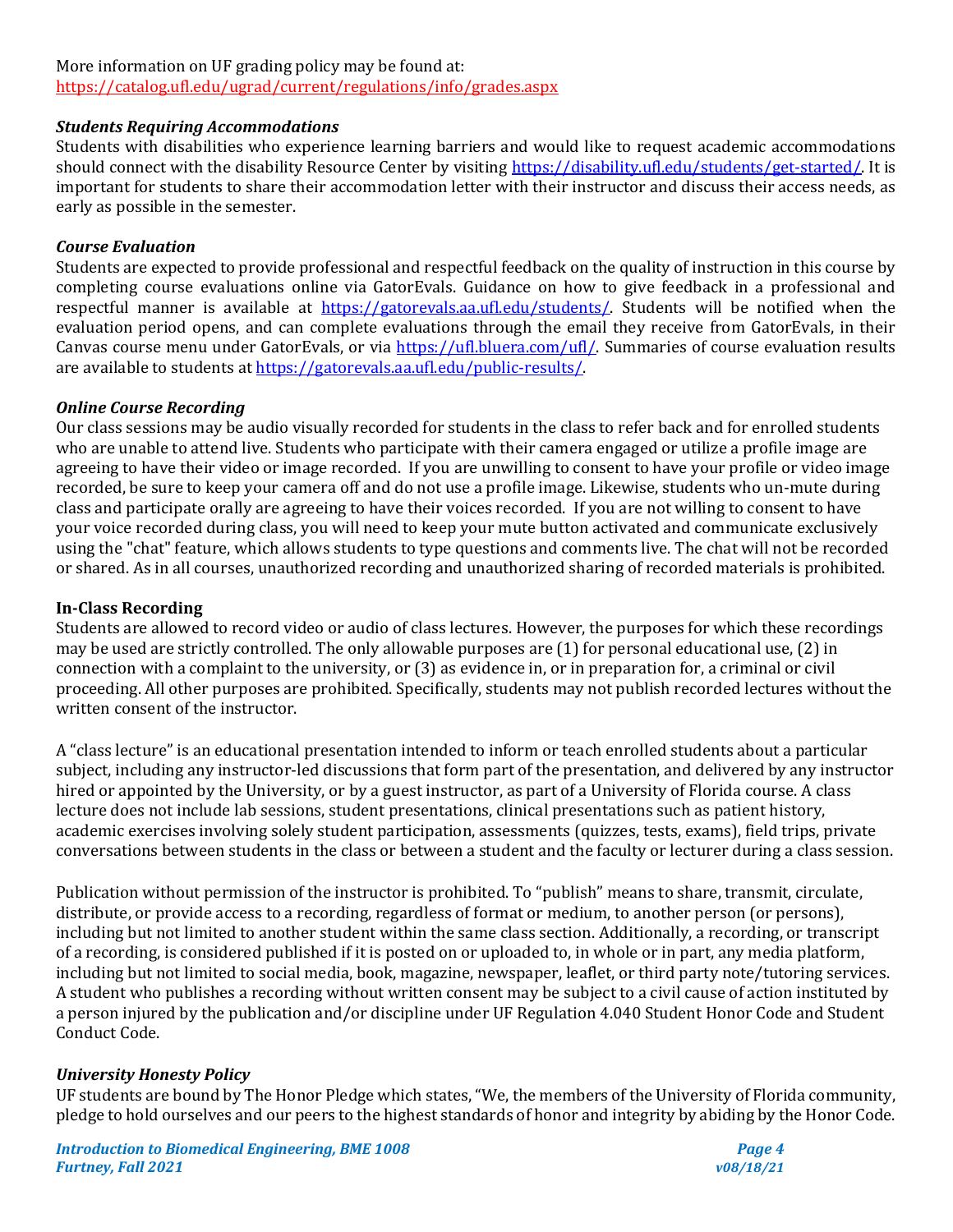More information on UF grading policy may be found at:
https://catalog.ufl.edu/ugrad/current/regulations/info/grades.aspx

***Students Requiring Accommodations***

Students with disabilities who experience learning barriers and would like to request academic accommodations should connect with the disability Resource Center by visiting https://disability.ufl.edu/students/get-started/. It is important for students to share their accommodation letter with their instructor and discuss their access needs, as early as possible in the semester.

***Course Evaluation***

Students are expected to provide professional and respectful feedback on the quality of instruction in this course by completing course evaluations online via GatorEvals. Guidance on how to give feedback in a professional and respectful manner is available at https://gatorevals.aa.ufl.edu/students/. Students will be notified when the evaluation period opens, and can complete evaluations through the email they receive from GatorEvals, in their Canvas course menu under GatorEvals, or via https://ufl.bluera.com/ufl/. Summaries of course evaluation results are available to students at https://gatorevals.aa.ufl.edu/public-results/.

***Online Course Recording***

Our class sessions may be audio visually recorded for students in the class to refer back and for enrolled students who are unable to attend live. Students who participate with their camera engaged or utilize a profile image are agreeing to have their video or image recorded. If you are unwilling to consent to have your profile or video image recorded, be sure to keep your camera off and do not use a profile image. Likewise, students who un-mute during class and participate orally are agreeing to have their voices recorded. If you are not willing to consent to have your voice recorded during class, you will need to keep your mute button activated and communicate exclusively using the "chat" feature, which allows students to type questions and comments live. The chat will not be recorded or shared. As in all courses, unauthorized recording and unauthorized sharing of recorded materials is prohibited.

**In-Class Recording**

Students are allowed to record video or audio of class lectures. However, the purposes for which these recordings may be used are strictly controlled. The only allowable purposes are (1) for personal educational use, (2) in connection with a complaint to the university, or (3) as evidence in, or in preparation for, a criminal or civil proceeding. All other purposes are prohibited. Specifically, students may not publish recorded lectures without the written consent of the instructor.

A "class lecture" is an educational presentation intended to inform or teach enrolled students about a particular subject, including any instructor-led discussions that form part of the presentation, and delivered by any instructor hired or appointed by the University, or by a guest instructor, as part of a University of Florida course. A class lecture does not include lab sessions, student presentations, clinical presentations such as patient history, academic exercises involving solely student participation, assessments (quizzes, tests, exams), field trips, private conversations between students in the class or between a student and the faculty or lecturer during a class session.

Publication without permission of the instructor is prohibited. To "publish" means to share, transmit, circulate, distribute, or provide access to a recording, regardless of format or medium, to another person (or persons), including but not limited to another student within the same class section. Additionally, a recording, or transcript of a recording, is considered published if it is posted on or uploaded to, in whole or in part, any media platform, including but not limited to social media, book, magazine, newspaper, leaflet, or third party note/tutoring services. A student who publishes a recording without written consent may be subject to a civil cause of action instituted by a person injured by the publication and/or discipline under UF Regulation 4.040 Student Honor Code and Student Conduct Code.

***University Honesty Policy***

UF students are bound by The Honor Pledge which states, "We, the members of the University of Florida community, pledge to hold ourselves and our peers to the highest standards of honor and integrity by abiding by the Honor Code.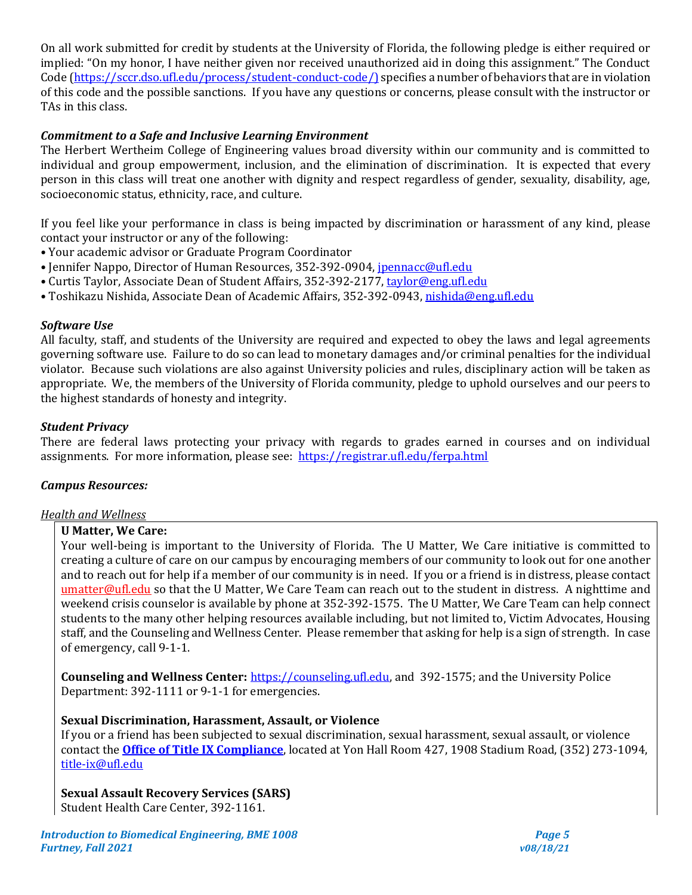On all work submitted for credit by students at the University of Florida, the following pledge is either required or implied: "On my honor, I have neither given nor received unauthorized aid in doing this assignment." The Conduct Code (https://sccr.dso.ufl.edu/process/student-conduct-code/) specifies a number of behaviors that are in violation of this code and the possible sanctions. If you have any questions or concerns, please consult with the instructor or TAs in this class.

### *Commitment to a Safe and Inclusive Learning Environment*

The Herbert Wertheim College of Engineering values broad diversity within our community and is committed to individual and group empowerment, inclusion, and the elimination of discrimination. It is expected that every person in this class will treat one another with dignity and respect regardless of gender, sexuality, disability, age, socioeconomic status, ethnicity, race, and culture.

If you feel like your performance in class is being impacted by discrimination or harassment of any kind, please contact your instructor or any of the following:

- Your academic advisor or Graduate Program Coordinator
- Jennifer Nappo, Director of Human Resources, 352-392-0904, jpennacc@ufl.edu
- Curtis Taylor, Associate Dean of Student Affairs, 352-392-2177, taylor@eng.ufl.edu
- Toshikazu Nishida, Associate Dean of Academic Affairs, 352-392-0943, nishida@eng.ufl.edu

### *Software Use*

All faculty, staff, and students of the University are required and expected to obey the laws and legal agreements governing software use. Failure to do so can lead to monetary damages and/or criminal penalties for the individual violator. Because such violations are also against University policies and rules, disciplinary action will be taken as appropriate. We, the members of the University of Florida community, pledge to uphold ourselves and our peers to the highest standards of honesty and integrity.

### *Student Privacy*

There are federal laws protecting your privacy with regards to grades earned in courses and on individual assignments. For more information, please see: https://registrar.ufl.edu/ferpa.html

### *Campus Resources:*

<u>*Health and Wellness*</u>

**U Matter, We Care:**
Your well-being is important to the University of Florida. The U Matter, We Care initiative is committed to creating a culture of care on our campus by encouraging members of our community to look out for one another and to reach out for help if a member of our community is in need. If you or a friend is in distress, please contact umatter@ufl.edu so that the U Matter, We Care Team can reach out to the student in distress. A nighttime and weekend crisis counselor is available by phone at 352-392-1575. The U Matter, We Care Team can help connect students to the many other helping resources available including, but not limited to, Victim Advocates, Housing staff, and the Counseling and Wellness Center. Please remember that asking for help is a sign of strength. In case of emergency, call 9-1-1.

**Counseling and Wellness Center:** https://counseling.ufl.edu, and 392-1575; and the University Police Department: 392-1111 or 9-1-1 for emergencies.

**Sexual Discrimination, Harassment, Assault, or Violence**
If you or a friend has been subjected to sexual discrimination, sexual harassment, sexual assault, or violence contact the **Office of Title IX Compliance**, located at Yon Hall Room 427, 1908 Stadium Road, (352) 273-1094, title-ix@ufl.edu

**Sexual Assault Recovery Services (SARS)**
Student Health Care Center, 392-1161.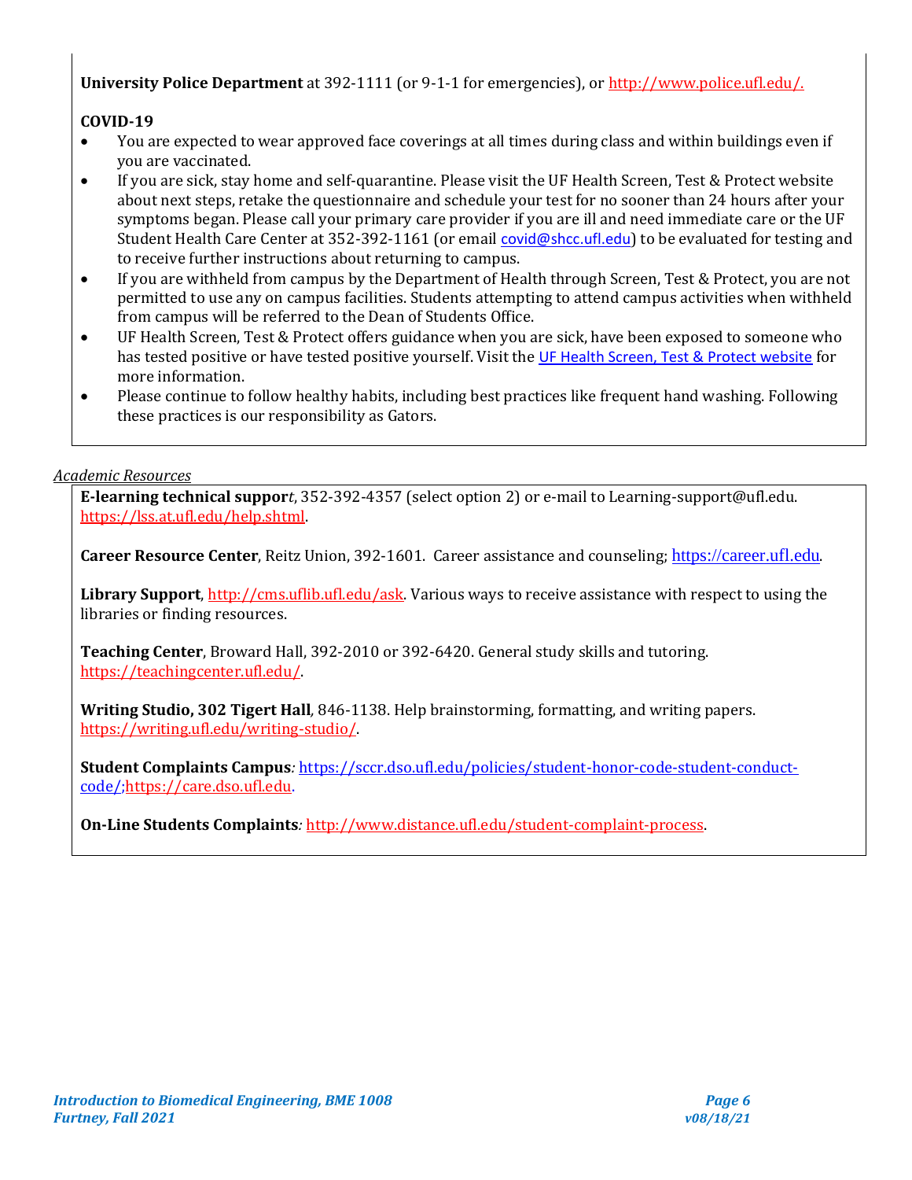**University Police Department** at 392-1111 (or 9-1-1 for emergencies), or http://www.police.ufl.edu/.

**COVID-19**

- You are expected to wear approved face coverings at all times during class and within buildings even if you are vaccinated.
- If you are sick, stay home and self-quarantine. Please visit the UF Health Screen, Test & Protect website about next steps, retake the questionnaire and schedule your test for no sooner than 24 hours after your symptoms began. Please call your primary care provider if you are ill and need immediate care or the UF Student Health Care Center at 352-392-1161 (or email covid@shcc.ufl.edu) to be evaluated for testing and to receive further instructions about returning to campus.
- If you are withheld from campus by the Department of Health through Screen, Test & Protect, you are not permitted to use any on campus facilities. Students attempting to attend campus activities when withheld from campus will be referred to the Dean of Students Office.
- UF Health Screen, Test & Protect offers guidance when you are sick, have been exposed to someone who has tested positive or have tested positive yourself. Visit the UF Health Screen, Test & Protect website for more information.
- Please continue to follow healthy habits, including best practices like frequent hand washing. Following these practices is our responsibility as Gators.

*Academic Resources*

**E-learning technical support**, 352-392-4357 (select option 2) or e-mail to Learning-support@ufl.edu. https://lss.at.ufl.edu/help.shtml.

**Career Resource Center**, Reitz Union, 392-1601. Career assistance and counseling; https://career.ufl.edu.

**Library Support**, http://cms.uflib.ufl.edu/ask. Various ways to receive assistance with respect to using the libraries or finding resources.

**Teaching Center**, Broward Hall, 392-2010 or 392-6420. General study skills and tutoring. https://teachingcenter.ufl.edu/.

**Writing Studio, 302 Tigert Hall**, 846-1138. Help brainstorming, formatting, and writing papers. https://writing.ufl.edu/writing-studio/.

**Student Complaints Campus**: https://sccr.dso.ufl.edu/policies/student-honor-code-student-conduct-code/;https://care.dso.ufl.edu.

**On-Line Students Complaints**: http://www.distance.ufl.edu/student-complaint-process.